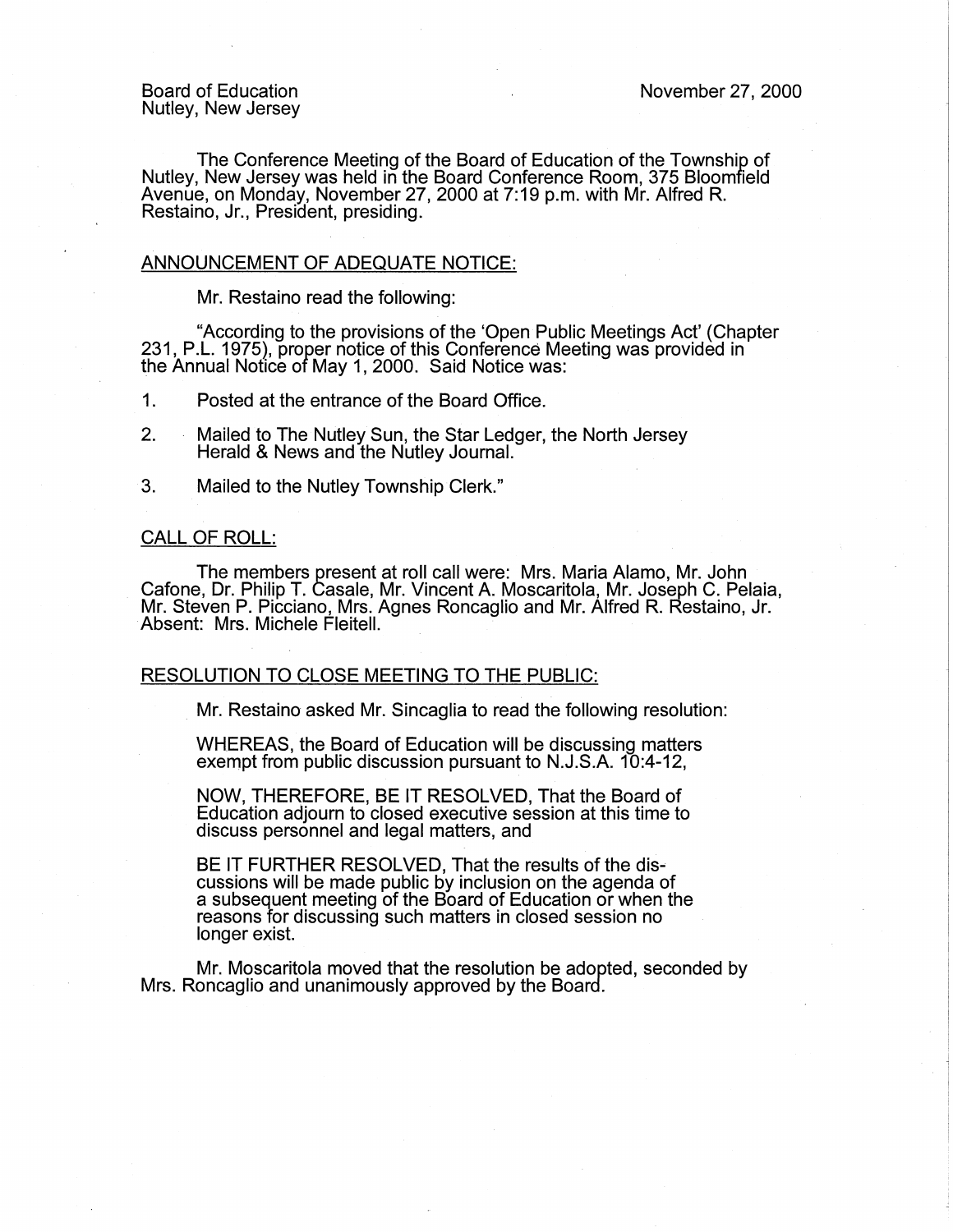Board of Education
Nutley, New Jersey

November 27, 2000

The Conference Meeting of the Board of Education of the Township of Nutley, New Jersey was held in the Board Conference Room, 375 Bloomfield Avenue, on Monday, November 27, 2000 at 7:19 p.m. with Mr. Alfred R. Restaino, Jr., President, presiding.

## ANNOUNCEMENT OF ADEQUATE NOTICE:

Mr. Restaino read the following:

"According to the provisions of the 'Open Public Meetings Act' (Chapter 231, P.L. 1975), proper notice of this Conference Meeting was provided in the Annual Notice of May 1, 2000. Said Notice was:

1. Posted at the entrance of the Board Office.
2. Mailed to The Nutley Sun, the Star Ledger, the North Jersey Herald & News and the Nutley Journal.
3. Mailed to the Nutley Township Clerk."

## CALL OF ROLL:

The members present at roll call were: Mrs. Maria Alamo, Mr. John Cafone, Dr. Philip T. Casale, Mr. Vincent A. Moscaritola, Mr. Joseph C. Pelaia, Mr. Steven P. Picciano, Mrs. Agnes Roncaglio and Mr. Alfred R. Restaino, Jr. Absent: Mrs. Michele Fleitell.

## RESOLUTION TO CLOSE MEETING TO THE PUBLIC:

Mr. Restaino asked Mr. Sincaglia to read the following resolution:

WHEREAS, the Board of Education will be discussing matters exempt from public discussion pursuant to N.J.S.A. 10:4-12,

NOW, THEREFORE, BE IT RESOLVED, That the Board of Education adjourn to closed executive session at this time to discuss personnel and legal matters, and

BE IT FURTHER RESOLVED, That the results of the discussions will be made public by inclusion on the agenda of a subsequent meeting of the Board of Education or when the reasons for discussing such matters in closed session no longer exist.

Mr. Moscaritola moved that the resolution be adopted, seconded by Mrs. Roncaglio and unanimously approved by the Board.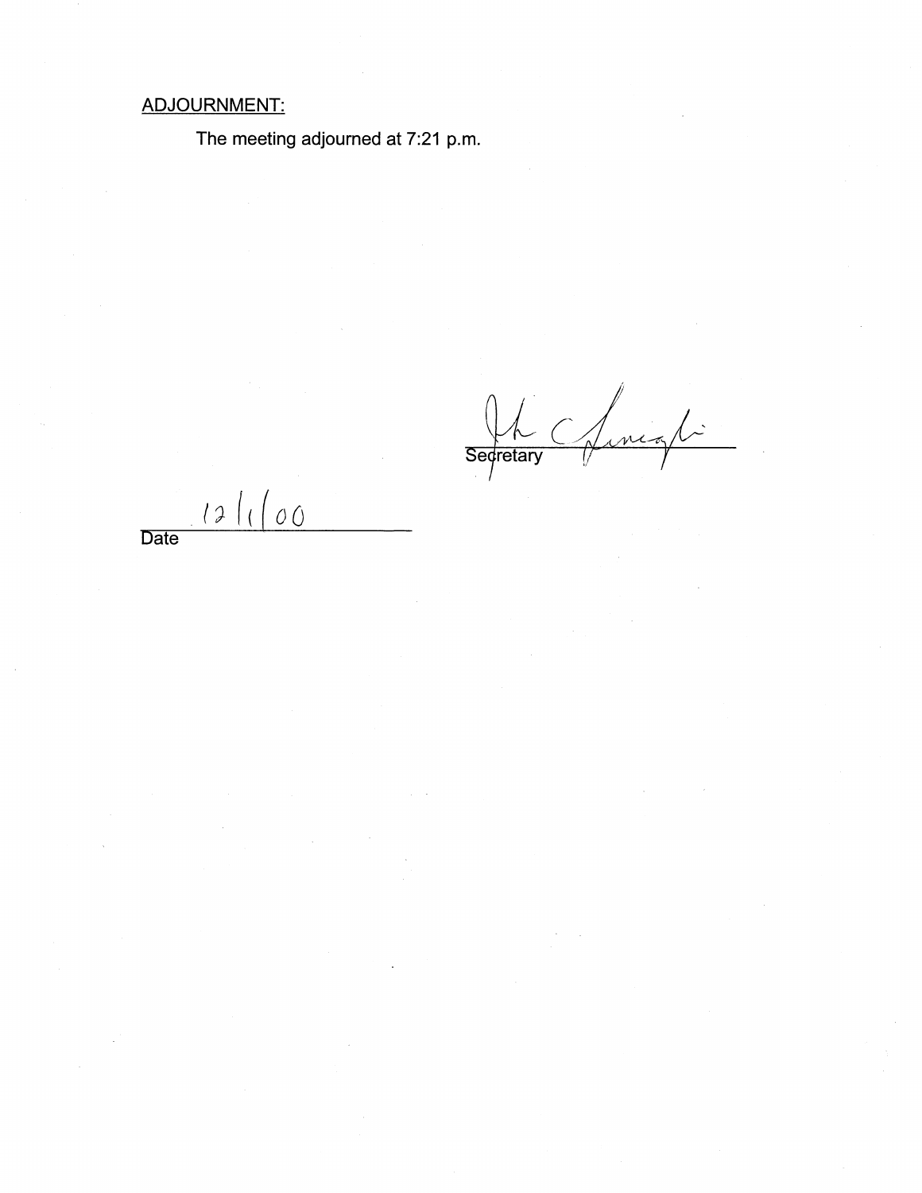ADJOURNMENT:

The meeting adjourned at 7:21 p.m.

Secretary

12/1/00

Date